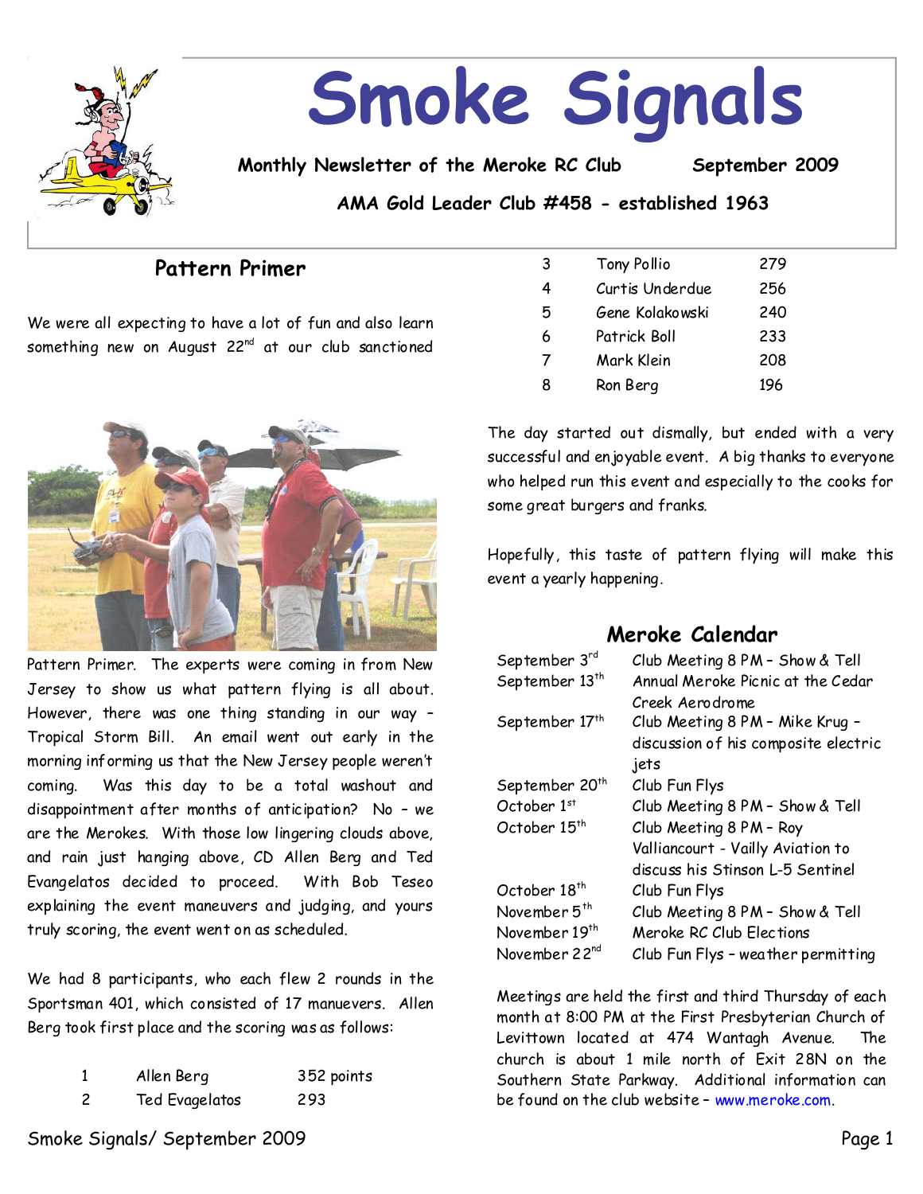# Smoke Signals

**Monthly Newsletter of the Meroke RC Club** **September 2009**

**AMA Gold Leader Club #458 - established 1963**

## Pattern Primer

We were all expecting to have a lot of fun and also learn something new on August 22nd at our club sanctioned Pattern Primer. The experts were coming in from New Jersey to show us what pattern flying is all about. However, there was one thing standing in our way – Tropical Storm Bill. An email went out early in the morning informing us that the New Jersey people weren't coming. Was this day to be a total washout and disappointment after months of anticipation? No – we are the Merokes. With those low lingering clouds above, and rain just hanging above, CD Allen Berg and Ted Evangelatos decided to proceed. With Bob Teseo explaining the event maneuvers and judging, and yours truly scoring, the event went on as scheduled.

We had 8 participants, who each flew 2 rounds in the Sportsman 401, which consisted of 17 manuevers. Allen Berg took first place and the scoring was as follows:

| | | |
|---|---|---|
| 1 | Allen Berg | 352 points |
| 2 | Ted Evagelatos | 293 |
| 3 | Tony Pollio | 279 |
| 4 | Curtis Underdue | 256 |
| 5 | Gene Kolakowski | 240 |
| 6 | Patrick Boll | 233 |
| 7 | Mark Klein | 208 |
| 8 | Ron Berg | 196 |

The day started out dismally, but ended with a very successful and enjoyable event. A big thanks to everyone who helped run this event and especially to the cooks for some great burgers and franks.

Hopefully, this taste of pattern flying will make this event a yearly happening.

## Meroke Calendar

| | |
|---|---|
| September 3rd | Club Meeting 8 PM – Show & Tell |
| September 13th | Annual Meroke Picnic at the Cedar Creek Aerodrome |
| September 17th | Club Meeting 8 PM – Mike Krug – discussion of his composite electric jets |
| September 20th | Club Fun Flys |
| October 1st | Club Meeting 8 PM – Show & Tell |
| October 15th | Club Meeting 8 PM – Roy Valliancourt - Vailly Aviation to discuss his Stinson L-5 Sentinel |
| October 18th | Club Fun Flys |
| November 5th | Club Meeting 8 PM – Show & Tell |
| November 19th | Meroke RC Club Elections |
| November 22nd | Club Fun Flys – weather permitting |

Meetings are held the first and third Thursday of each month at 8:00 PM at the First Presbyterian Church of Levittown located at 474 Wantagh Avenue. The church is about 1 mile north of Exit 28N on the Southern State Parkway. Additional information can be found on the club website – www.meroke.com.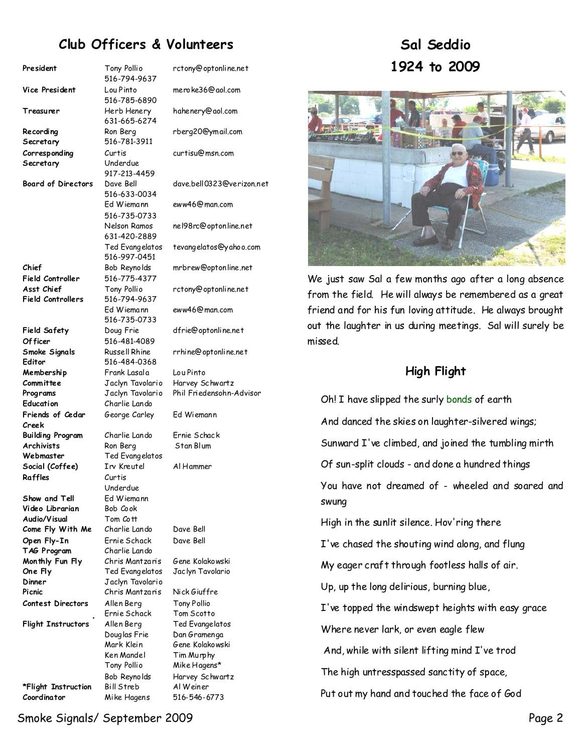## Club Officers & Volunteers

| Position | Name | Contact |
|---|---|---|
| **President** | Tony Pollio 516-794-9637 | rctony@optonline.net |
| **Vice President** | Lou Pinto 516-785-6890 | meroke36@aol.com |
| **Treasurer** | Herb Henery 631-665-6274 | hahenery@aol.com |
| **Recording Secretary** | Ron Berg 516-781-3911 | rberg20@ymail.com |
| **Corresponding Secretary** | Curtis Underdue 917-213-4459 | curtisu@msn.com |
| **Board of Directors** | Dave Bell 516-633-0034 | dave.bell0323@verizon.net |
| | Ed Wiemann 516-735-0733 | eww46@man.com |
| | Nelson Ramos 631-420-2889 | nel98rc@optonline.net |
| | Ted Evangelatos 516-997-0451 | tevangelatos@yahoo.com |
| **Chief Field Controller** | Bob Reynolds 516-775-4377 | mrbrew@optonline.net |
| **Asst Chief Field Controllers** | Tony Pollio 516-794-9637 | rctony@optonline.net |
| | Ed Wiemann 516-735-0733 | eww46@man.com |
| **Field Safety Officer** | Doug Frie 516-481-4089 | dfrie@optonline.net |
| **Smoke Signals Editor** | Russell Rhine 516-484-0368 | rrhine@optonline.net |
| **Membership Committee** | Frank Lasala, Jaclyn Tavolario | Lou Pinto, Harvey Schwartz |
| **Programs** | Jaclyn Tavolario | Phil Friedensohn-Advisor |
| **Education** | Charlie Lando | |
| **Friends of Cedar Creek** | George Carley | Ed Wiemann |
| **Building Program** | Charlie Lando | Ernie Schack |
| **Archivists** | Ron Berg | Stan Blum |
| **Webmaster** | Ted Evangelatos | |
| **Social (Coffee)** | Irv Kreutel | Al Hammer |
| **Raffles** | Curtis Underdue | |
| **Show and Tell** | Ed Wiemann | |
| **Video Librarian** | Bob Cook | |
| **Audio/Visual** | Tom Cott | |
| **Come Fly With Me** | Charlie Lando | Dave Bell |
| **Open Fly-In** | Ernie Schack | Dave Bell |
| **TAG Program** | Charlie Lando | |
| **Monthly Fun Fly** | Chris Mantzaris | Gene Kolakowski |
| **One Fly** | Ted Evangelatos | Jaclyn Tavolario |
| **Dinner** | Jaclyn Tavolario | |
| **Picnic** | Chris Mantzaris | Nick Giuffre |
| **Contest Directors** | Allen Berg, Ernie Schack | Tony Pollio, Tom Scotto |
| **Flight Instructors** | Allen Berg | Ted Evangelatos |
| | Douglas Frie | Dan Gramenga |
| | Mark Klein | Gene Kolakowski |
| | Ken Mandel | Tim Murphy |
| | Tony Pollio | Mike Hagens* |
| | Bob Reynolds | Harvey Schwartz |
| | Bill Streb | Al Weiner |
| ***Flight Instruction Coordinator** | Mike Hagens | 516-546-6773 |

## Sal Seddio
## 1924 to 2009

We just saw Sal a few months ago after a long absence from the field. He will always be remembered as a great friend and for his fun loving attitude. He always brought out the laughter in us during meetings. Sal will surely be missed.

### High Flight

Oh! I have slipped the surly bonds of earth

And danced the skies on laughter-silvered wings;

Sunward I've climbed, and joined the tumbling mirth

Of sun-split clouds - and done a hundred things

You have not dreamed of - wheeled and soared and swung

High in the sunlit silence. Hov'ring there

I've chased the shouting wind along, and flung

My eager craft through footless halls of air.

Up, up the long delirious, burning blue,

I've topped the windswept heights with easy grace

Where never lark, or even eagle flew

And, while with silent lifting mind I've trod

The high untresspassed sanctity of space,

Put out my hand and touched the face of God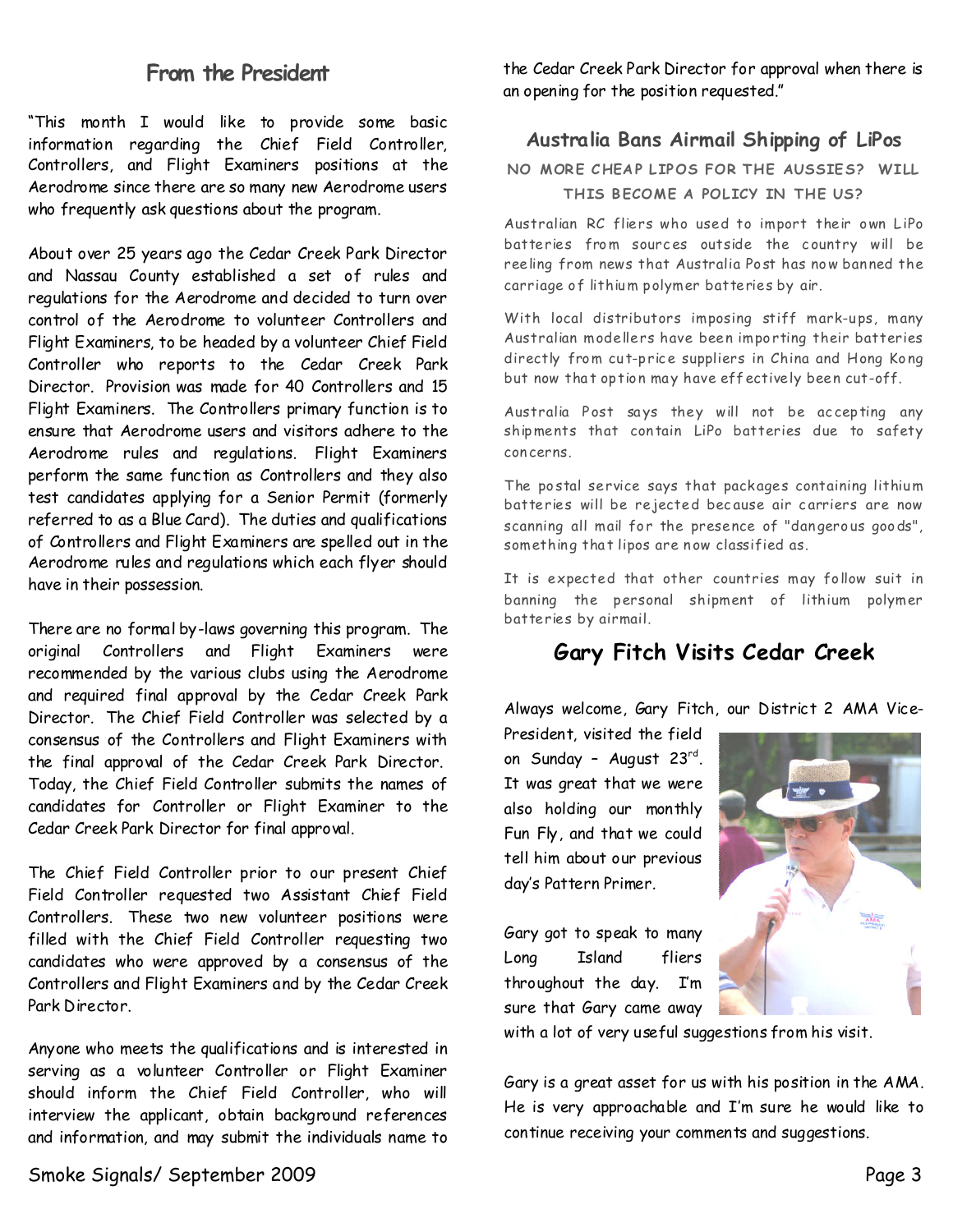## From the President

"This month I would like to provide some basic information regarding the Chief Field Controller, Controllers, and Flight Examiners positions at the Aerodrome since there are so many new Aerodrome users who frequently ask questions about the program.

About over 25 years ago the Cedar Creek Park Director and Nassau County established a set of rules and regulations for the Aerodrome and decided to turn over control of the Aerodrome to volunteer Controllers and Flight Examiners, to be headed by a volunteer Chief Field Controller who reports to the Cedar Creek Park Director. Provision was made for 40 Controllers and 15 Flight Examiners. The Controllers primary function is to ensure that Aerodrome users and visitors adhere to the Aerodrome rules and regulations. Flight Examiners perform the same function as Controllers and they also test candidates applying for a Senior Permit (formerly referred to as a Blue Card). The duties and qualifications of Controllers and Flight Examiners are spelled out in the Aerodrome rules and regulations which each flyer should have in their possession.

There are no formal by-laws governing this program. The original Controllers and Flight Examiners were recommended by the various clubs using the Aerodrome and required final approval by the Cedar Creek Park Director. The Chief Field Controller was selected by a consensus of the Controllers and Flight Examiners with the final approval of the Cedar Creek Park Director. Today, the Chief Field Controller submits the names of candidates for Controller or Flight Examiner to the Cedar Creek Park Director for final approval.

The Chief Field Controller prior to our present Chief Field Controller requested two Assistant Chief Field Controllers. These two new volunteer positions were filled with the Chief Field Controller requesting two candidates who were approved by a consensus of the Controllers and Flight Examiners and by the Cedar Creek Park Director.

Anyone who meets the qualifications and is interested in serving as a volunteer Controller or Flight Examiner should inform the Chief Field Controller, who will interview the applicant, obtain background references and information, and may submit the individuals name to the Cedar Creek Park Director for approval when there is an opening for the position requested."

## Australia Bans Airmail Shipping of LiPos

### NO MORE CHEAP LIPOS FOR THE AUSSIES? WILL THIS BECOME A POLICY IN THE US?

Australian RC fliers who used to import their own LiPo batteries from sources outside the country will be reeling from news that Australia Post has now banned the carriage of lithium polymer batteries by air.

With local distributors imposing stiff mark-ups, many Australian modellers have been importing their batteries directly from cut-price suppliers in China and Hong Kong but now that option may have effectively been cut-off.

Australia Post says they will not be accepting any shipments that contain LiPo batteries due to safety concerns.

The postal service says that packages containing lithium batteries will be rejected because air carriers are now scanning all mail for the presence of "dangerous goods", something that lipos are now classified as.

It is expected that other countries may follow suit in banning the personal shipment of lithium polymer batteries by airmail.

## Gary Fitch Visits Cedar Creek

Always welcome, Gary Fitch, our District 2 AMA Vice-President, visited the field on Sunday – August 23rd. It was great that we were also holding our monthly Fun Fly, and that we could tell him about our previous day's Pattern Primer.

Gary got to speak to many Long Island fliers throughout the day. I'm sure that Gary came away with a lot of very useful suggestions from his visit.

Gary is a great asset for us with his position in the AMA. He is very approachable and I'm sure he would like to continue receiving your comments and suggestions.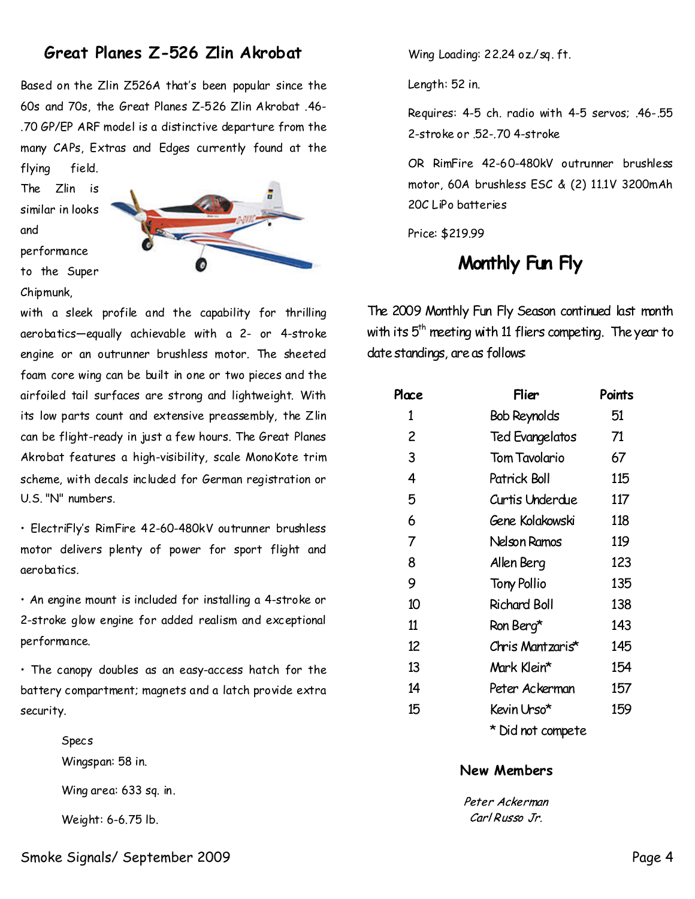## Great Planes Z-526 Zlin Akrobat

Based on the Zlin Z526A that's been popular since the 60s and 70s, the Great Planes Z-526 Zlin Akrobat .46-.70 GP/EP ARF model is a distinctive departure from the many CAPs, Extras and Edges currently found at the flying field. The Zlin is similar in looks and performance to the Super Chipmunk, with a sleek profile and the capability for thrilling aerobatics—equally achievable with a 2- or 4-stroke engine or an outrunner brushless motor. The sheeted foam core wing can be built in one or two pieces and the airfoiled tail surfaces are strong and lightweight. With its low parts count and extensive preassembly, the Zlin can be flight-ready in just a few hours. The Great Planes Akrobat features a high-visibility, scale MonoKote trim scheme, with decals included for German registration or U.S. "N" numbers.

- ElectriFly's RimFire 42-60-480kV outrunner brushless motor delivers plenty of power for sport flight and aerobatics.
- An engine mount is included for installing a 4-stroke or 2-stroke glow engine for added realism and exceptional performance.
- The canopy doubles as an easy-access hatch for the battery compartment; magnets and a latch provide extra security.

Specs

Wingspan: 58 in.

Wing area: 633 sq. in.

Weight: 6-6.75 lb.

Wing Loading: 22.24 oz./sq. ft.

Length: 52 in.

Requires: 4-5 ch. radio with 4-5 servos; .46-.55 2-stroke or .52-.70 4-stroke

OR RimFire 42-60-480kV outrunner brushless motor, 60A brushless ESC & (2) 11.1V 3200mAh 20C LiPo batteries

Price: $219.99

## Monthly Fun Fly

The 2009 Monthly Fun Fly Season continued last month with its 5th meeting with 11 fliers competing. The year to date standings, are as follows:

| Place | Flier | Points |
|---|---|---|
| 1 | Bob Reynolds | 51 |
| 2 | Ted Evangelatos | 71 |
| 3 | Tom Tavolario | 67 |
| 4 | Patrick Boll | 115 |
| 5 | Curtis Underdue | 117 |
| 6 | Gene Kolakowski | 118 |
| 7 | Nelson Ramos | 119 |
| 8 | Allen Berg | 123 |
| 9 | Tony Pollio | 135 |
| 10 | Richard Boll | 138 |
| 11 | Ron Berg* | 143 |
| 12 | Chris Mantzaris* | 145 |
| 13 | Mark Klein* | 154 |
| 14 | Peter Ackerman | 157 |
| 15 | Kevin Urso* | 159 |

\* Did not compete

### New Members

*Peter Ackerman*
*Carl Russo Jr.*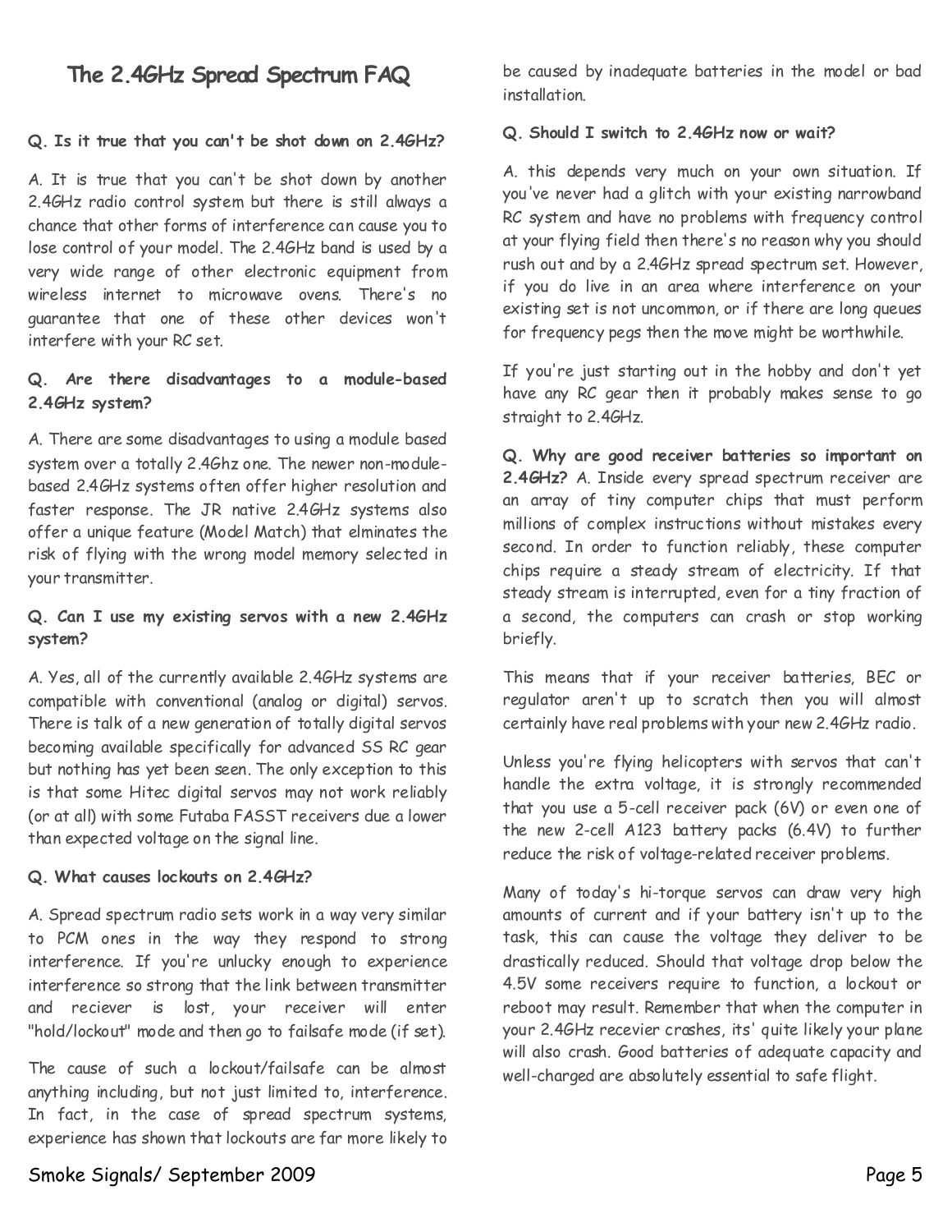# The 2.4GHz Spread Spectrum FAQ

**Q. Is it true that you can't be shot down on 2.4GHz?**

A. It is true that you can't be shot down by another 2.4GHz radio control system but there is still always a chance that other forms of interference can cause you to lose control of your model. The 2.4GHz band is used by a very wide range of other electronic equipment from wireless internet to microwave ovens. There's no guarantee that one of these other devices won't interfere with your RC set.

**Q. Are there disadvantages to a module-based 2.4GHz system?**

A. There are some disadvantages to using a module based system over a totally 2.4Ghz one. The newer non-module-based 2.4GHz systems often offer higher resolution and faster response. The JR native 2.4GHz systems also offer a unique feature (Model Match) that elminates the risk of flying with the wrong model memory selected in your transmitter.

**Q. Can I use my existing servos with a new 2.4GHz system?**

A. Yes, all of the currently available 2.4GHz systems are compatible with conventional (analog or digital) servos. There is talk of a new generation of totally digital servos becoming available specifically for advanced SS RC gear but nothing has yet been seen. The only exception to this is that some Hitec digital servos may not work reliably (or at all) with some Futaba FASST receivers due a lower than expected voltage on the signal line.

**Q. What causes lockouts on 2.4GHz?**

A. Spread spectrum radio sets work in a way very similar to PCM ones in the way they respond to strong interference. If you're unlucky enough to experience interference so strong that the link between transmitter and reciever is lost, your receiver will enter "hold/lockout" mode and then go to failsafe mode (if set).

The cause of such a lockout/failsafe can be almost anything including, but not just limited to, interference. In fact, in the case of spread spectrum systems, experience has shown that lockouts are far more likely to be caused by inadequate batteries in the model or bad installation.

**Q. Should I switch to 2.4GHz now or wait?**

A. this depends very much on your own situation. If you've never had a glitch with your existing narrowband RC system and have no problems with frequency control at your flying field then there's no reason why you should rush out and by a 2.4GHz spread spectrum set. However, if you do live in an area where interference on your existing set is not uncommon, or if there are long queues for frequency pegs then the move might be worthwhile.

If you're just starting out in the hobby and don't yet have any RC gear then it probably makes sense to go straight to 2.4GHz.

**Q. Why are good receiver batteries so important on 2.4GHz?** A. Inside every spread spectrum receiver are an array of tiny computer chips that must perform millions of complex instructions without mistakes every second. In order to function reliably, these computer chips require a steady stream of electricity. If that steady stream is interrupted, even for a tiny fraction of a second, the computers can crash or stop working briefly.

This means that if your receiver batteries, BEC or regulator aren't up to scratch then you will almost certainly have real problems with your new 2.4GHz radio.

Unless you're flying helicopters with servos that can't handle the extra voltage, it is strongly recommended that you use a 5-cell receiver pack (6V) or even one of the new 2-cell A123 battery packs (6.4V) to further reduce the risk of voltage-related receiver problems.

Many of today's hi-torque servos can draw very high amounts of current and if your battery isn't up to the task, this can cause the voltage they deliver to be drastically reduced. Should that voltage drop below the 4.5V some receivers require to function, a lockout or reboot may result. Remember that when the computer in your 2.4GHz recevier crashes, its' quite likely your plane will also crash. Good batteries of adequate capacity and well-charged are absolutely essential to safe flight.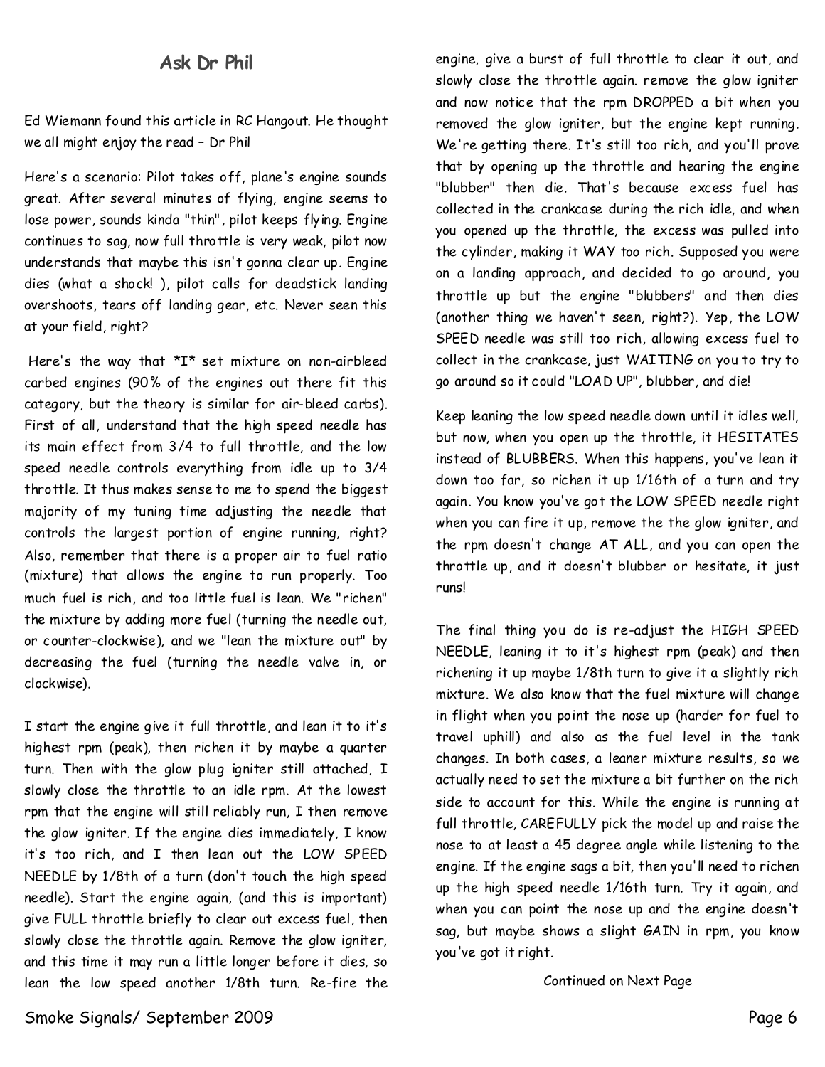## Ask Dr Phil

Ed Wiemann found this article in RC Hangout. He thought we all might enjoy the read – Dr Phil

Here's a scenario: Pilot takes off, plane's engine sounds great. After several minutes of flying, engine seems to lose power, sounds kinda "thin", pilot keeps flying. Engine continues to sag, now full throttle is very weak, pilot now understands that maybe this isn't gonna clear up. Engine dies (what a shock! ), pilot calls for deadstick landing overshoots, tears off landing gear, etc. Never seen this at your field, right?

Here's the way that *I* set mixture on non-airbleed carbed engines (90% of the engines out there fit this category, but the theory is similar for air-bleed carbs). First of all, understand that the high speed needle has its main effect from 3/4 to full throttle, and the low speed needle controls everything from idle up to 3/4 throttle. It thus makes sense to me to spend the biggest majority of my tuning time adjusting the needle that controls the largest portion of engine running, right? Also, remember that there is a proper air to fuel ratio (mixture) that allows the engine to run properly. Too much fuel is rich, and too little fuel is lean. We "richen" the mixture by adding more fuel (turning the needle out, or counter-clockwise), and we "lean the mixture out" by decreasing the fuel (turning the needle valve in, or clockwise).

I start the engine give it full throttle, and lean it to it's highest rpm (peak), then richen it by maybe a quarter turn. Then with the glow plug igniter still attached, I slowly close the throttle to an idle rpm. At the lowest rpm that the engine will still reliably run, I then remove the glow igniter. If the engine dies immediately, I know it's too rich, and I then lean out the LOW SPEED NEEDLE by 1/8th of a turn (don't touch the high speed needle). Start the engine again, (and this is important) give FULL throttle briefly to clear out excess fuel, then slowly close the throttle again. Remove the glow igniter, and this time it may run a little longer before it dies, so lean the low speed another 1/8th turn. Re-fire the engine, give a burst of full throttle to clear it out, and slowly close the throttle again. remove the glow igniter and now notice that the rpm DROPPED a bit when you removed the glow igniter, but the engine kept running. We're getting there. It's still too rich, and you'll prove that by opening up the throttle and hearing the engine "blubber" then die. That's because excess fuel has collected in the crankcase during the rich idle, and when you opened up the throttle, the excess was pulled into the cylinder, making it WAY too rich. Supposed you were on a landing approach, and decided to go around, you throttle up but the engine "blubbers" and then dies (another thing we haven't seen, right?). Yep, the LOW SPEED needle was still too rich, allowing excess fuel to collect in the crankcase, just WAITING on you to try to go around so it could "LOAD UP", blubber, and die!

Keep leaning the low speed needle down until it idles well, but now, when you open up the throttle, it HESITATES instead of BLUBBERS. When this happens, you've lean it down too far, so richen it up 1/16th of a turn and try again. You know you've got the LOW SPEED needle right when you can fire it up, remove the the glow igniter, and the rpm doesn't change AT ALL, and you can open the throttle up, and it doesn't blubber or hesitate, it just runs!

The final thing you do is re-adjust the HIGH SPEED NEEDLE, leaning it to it's highest rpm (peak) and then richening it up maybe 1/8th turn to give it a slightly rich mixture. We also know that the fuel mixture will change in flight when you point the nose up (harder for fuel to travel uphill) and also as the fuel level in the tank changes. In both cases, a leaner mixture results, so we actually need to set the mixture a bit further on the rich side to account for this. While the engine is running at full throttle, CAREFULLY pick the model up and raise the nose to at least a 45 degree angle while listening to the engine. If the engine sags a bit, then you'll need to richen up the high speed needle 1/16th turn. Try it again, and when you can point the nose up and the engine doesn't sag, but maybe shows a slight GAIN in rpm, you know you've got it right.

Continued on Next Page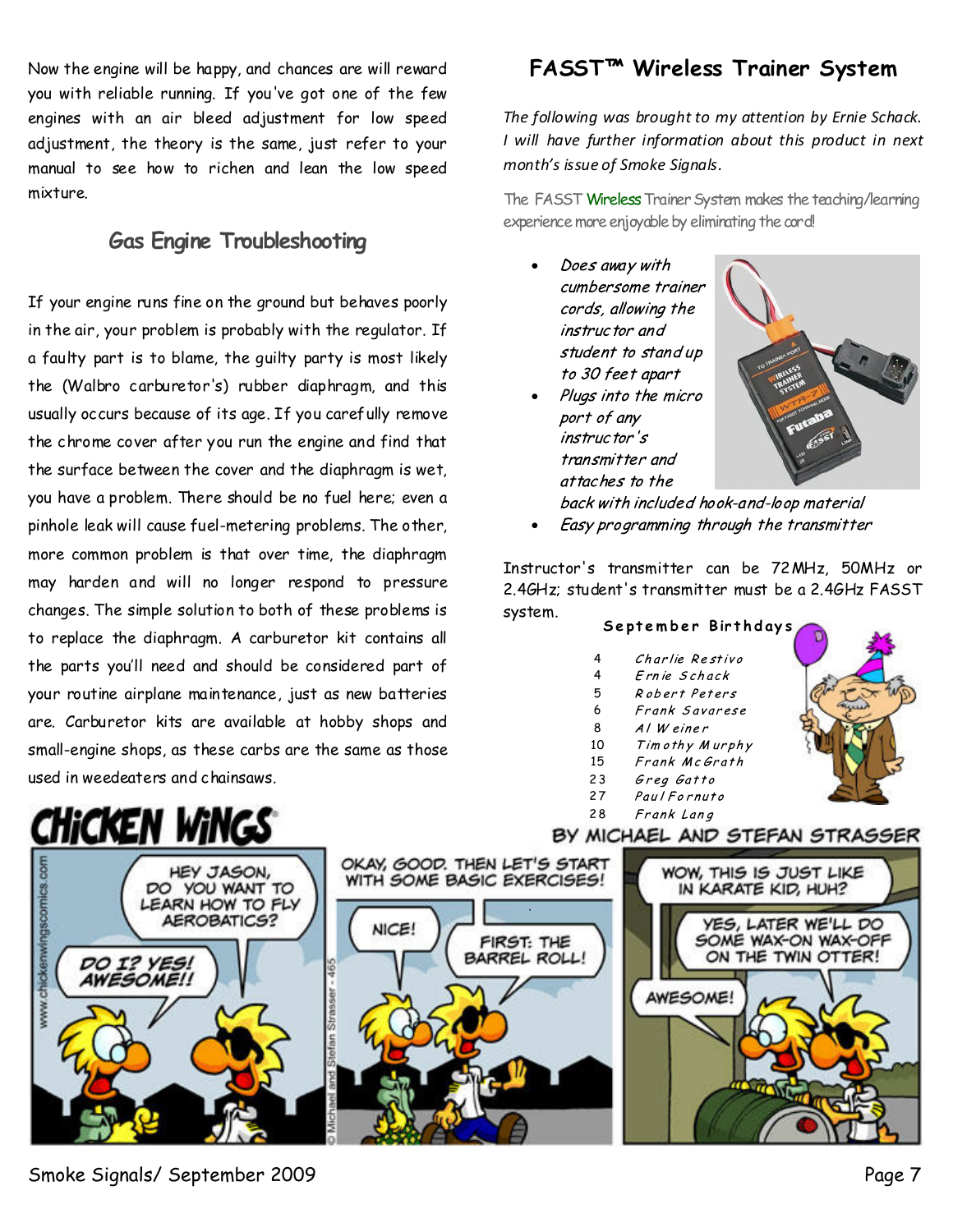Now the engine will be happy, and chances are will reward you with reliable running. If you've got one of the few engines with an air bleed adjustment for low speed adjustment, the theory is the same, just refer to your manual to see how to richen and lean the low speed mixture.

## Gas Engine Troubleshooting

If your engine runs fine on the ground but behaves poorly in the air, your problem is probably with the regulator. If a faulty part is to blame, the guilty party is most likely the (Walbro carburetor's) rubber diaphragm, and this usually occurs because of its age. If you carefully remove the chrome cover after you run the engine and find that the surface between the cover and the diaphragm is wet, you have a problem. There should be no fuel here; even a pinhole leak will cause fuel-metering problems. The other, more common problem is that over time, the diaphragm may harden and will no longer respond to pressure changes. The simple solution to both of these problems is to replace the diaphragm. A carburetor kit contains all the parts you'll need and should be considered part of your routine airplane maintenance, just as new batteries are. Carburetor kits are available at hobby shops and small-engine shops, as these carbs are the same as those used in weedeaters and chainsaws.

## FASST™ Wireless Trainer System

*The following was brought to my attention by Ernie Schack. I will have further information about this product in next month's issue of Smoke Signals.*

The FASST Wireless Trainer System makes the teaching/learning experience more enjoyable by eliminating the cord!

- *Does away with cumbersome trainer cords, allowing the instructor and student to stand up to 30 feet apart*
- *Plugs into the micro port of any instructor's transmitter and attaches to the back with included hook-and-loop material*
- *Easy programming through the transmitter*

Instructor's transmitter can be 72MHz, 50MHz or 2.4GHz; student's transmitter must be a 2.4GHz FASST system.

### September Birthdays

| | |
|---|---|
| 4 | Charlie Restivo |
| 4 | Ernie Schack |
| 5 | Robert Peters |
| 6 | Frank Savarese |
| 8 | Al Weiner |
| 10 | Timothy Murphy |
| 15 | Frank McGrath |
| 23 | Greg Gatto |
| 27 | Paul Fornuto |
| 28 | Frank Lang |